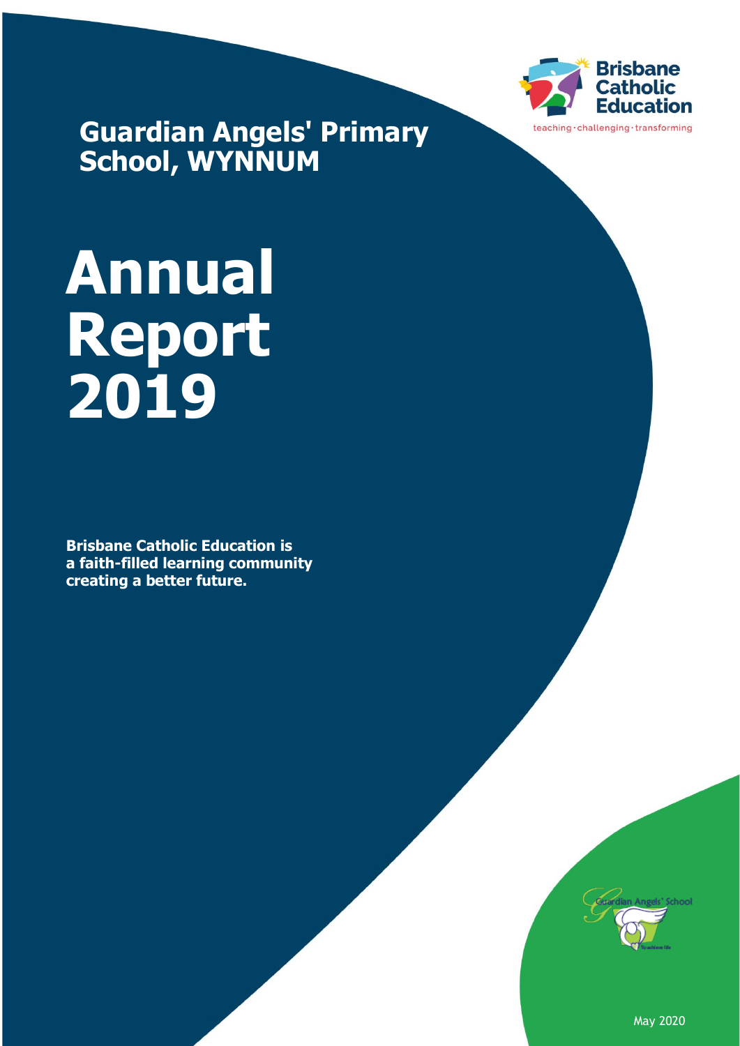# Guardian Angels' Primary School, WYNNUM

Brisbane Catholic Education

teaching · challenging · transforming

# Annual Report 2019

**Brisbane Catholic Education is a faith-filled learning community creating a better future.**

May 2020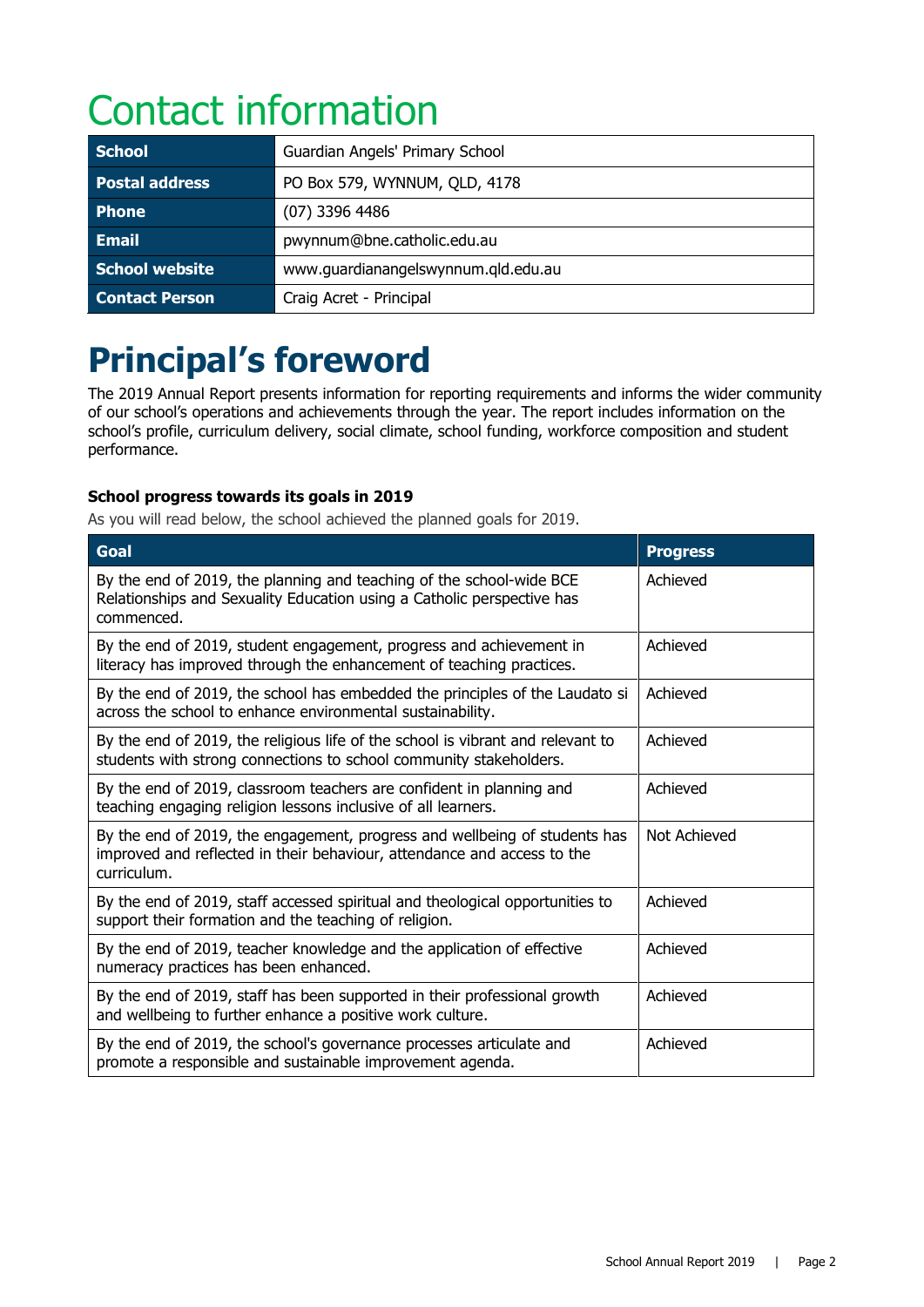# Contact information

| School | Guardian Angels' Primary School |
|---|---|
| Postal address | PO Box 579, WYNNUM, QLD, 4178 |
| Phone | (07) 3396 4486 |
| Email | pwynnum@bne.catholic.edu.au |
| School website | www.guardianangelswynnum.qld.edu.au |
| Contact Person | Craig Acret - Principal |

# Principal's foreword

The 2019 Annual Report presents information for reporting requirements and informs the wider community of our school's operations and achievements through the year. The report includes information on the school's profile, curriculum delivery, social climate, school funding, workforce composition and student performance.

### School progress towards its goals in 2019

As you will read below, the school achieved the planned goals for 2019.

| Goal | Progress |
|---|---|
| By the end of 2019, the planning and teaching of the school-wide BCE Relationships and Sexuality Education using a Catholic perspective has commenced. | Achieved |
| By the end of 2019, student engagement, progress and achievement in literacy has improved through the enhancement of teaching practices. | Achieved |
| By the end of 2019, the school has embedded the principles of the Laudato si across the school to enhance environmental sustainability. | Achieved |
| By the end of 2019, the religious life of the school is vibrant and relevant to students with strong connections to school community stakeholders. | Achieved |
| By the end of 2019, classroom teachers are confident in planning and teaching engaging religion lessons inclusive of all learners. | Achieved |
| By the end of 2019, the engagement, progress and wellbeing of students has improved and reflected in their behaviour, attendance and access to the curriculum. | Not Achieved |
| By the end of 2019, staff accessed spiritual and theological opportunities to support their formation and the teaching of religion. | Achieved |
| By the end of 2019, teacher knowledge and the application of effective numeracy practices has been enhanced. | Achieved |
| By the end of 2019, staff has been supported in their professional growth and wellbeing to further enhance a positive work culture. | Achieved |
| By the end of 2019, the school's governance processes articulate and promote a responsible and sustainable improvement agenda. | Achieved |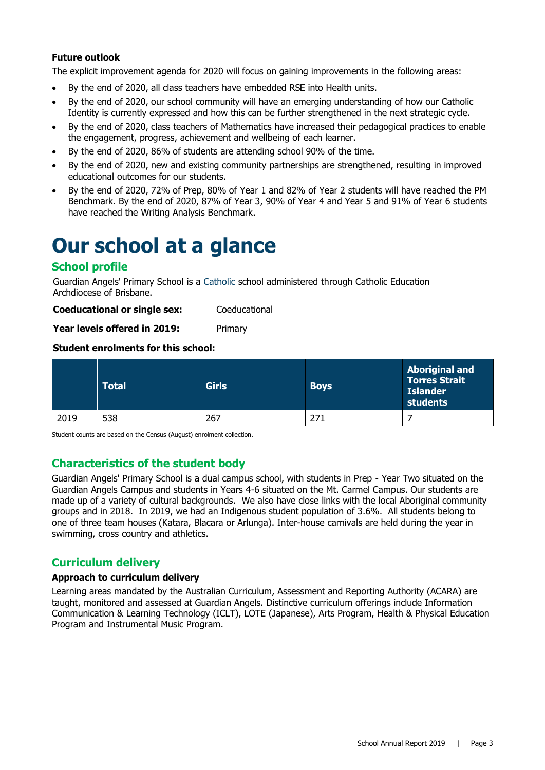**Future outlook**

The explicit improvement agenda for 2020 will focus on gaining improvements in the following areas:

- By the end of 2020, all class teachers have embedded RSE into Health units.
- By the end of 2020, our school community will have an emerging understanding of how our Catholic Identity is currently expressed and how this can be further strengthened in the next strategic cycle.
- By the end of 2020, class teachers of Mathematics have increased their pedagogical practices to enable the engagement, progress, achievement and wellbeing of each learner.
- By the end of 2020, 86% of students are attending school 90% of the time.
- By the end of 2020, new and existing community partnerships are strengthened, resulting in improved educational outcomes for our students.
- By the end of 2020, 72% of Prep, 80% of Year 1 and 82% of Year 2 students will have reached the PM Benchmark. By the end of 2020, 87% of Year 3, 90% of Year 4 and Year 5 and 91% of Year 6 students have reached the Writing Analysis Benchmark.

# Our school at a glance

## School profile

Guardian Angels' Primary School is a Catholic school administered through Catholic Education Archdiocese of Brisbane.

**Coeducational or single sex:** Coeducational

**Year levels offered in 2019:** Primary

**Student enrolments for this school:**

| | Total | Girls | Boys | Aboriginal and Torres Strait Islander students |
|---|---|---|---|---|
| 2019 | 538 | 267 | 271 | 7 |

Student counts are based on the Census (August) enrolment collection.

## Characteristics of the student body

Guardian Angels' Primary School is a dual campus school, with students in Prep - Year Two situated on the Guardian Angels Campus and students in Years 4-6 situated on the Mt. Carmel Campus. Our students are made up of a variety of cultural backgrounds. We also have close links with the local Aboriginal community groups and in 2018. In 2019, we had an Indigenous student population of 3.6%. All students belong to one of three team houses (Katara, Blacara or Arlunga). Inter-house carnivals are held during the year in swimming, cross country and athletics.

## Curriculum delivery

**Approach to curriculum delivery**

Learning areas mandated by the Australian Curriculum, Assessment and Reporting Authority (ACARA) are taught, monitored and assessed at Guardian Angels. Distinctive curriculum offerings include Information Communication & Learning Technology (ICLT), LOTE (Japanese), Arts Program, Health & Physical Education Program and Instrumental Music Program.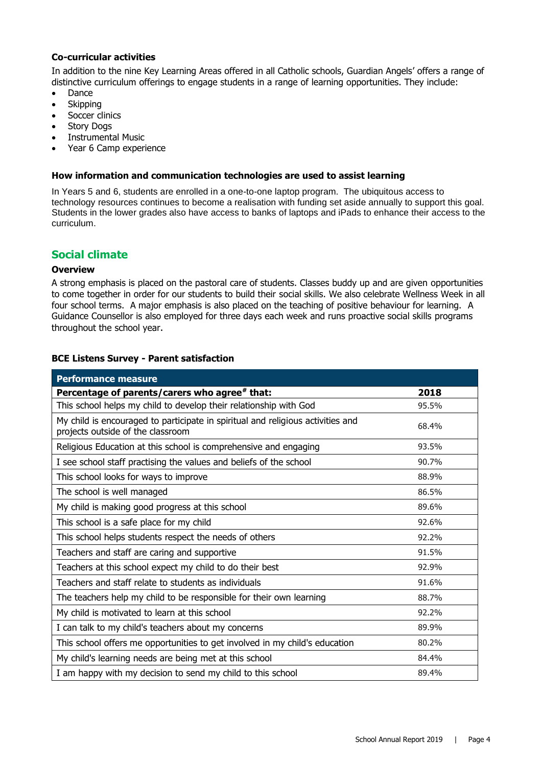### Co-curricular activities

In addition to the nine Key Learning Areas offered in all Catholic schools, Guardian Angels' offers a range of distinctive curriculum offerings to engage students in a range of learning opportunities. They include:

- Dance
- Skipping
- Soccer clinics
- Story Dogs
- Instrumental Music
- Year 6 Camp experience

### How information and communication technologies are used to assist learning

In Years 5 and 6, students are enrolled in a one-to-one laptop program. The ubiquitous access to technology resources continues to become a realisation with funding set aside annually to support this goal. Students in the lower grades also have access to banks of laptops and iPads to enhance their access to the curriculum.

## Social climate

### Overview

A strong emphasis is placed on the pastoral care of students. Classes buddy up and are given opportunities to come together in order for our students to build their social skills. We also celebrate Wellness Week in all four school terms. A major emphasis is also placed on the teaching of positive behaviour for learning. A Guidance Counsellor is also employed for three days each week and runs proactive social skills programs throughout the school year.

### BCE Listens Survey - Parent satisfaction

| Performance measure | |
|---|---|
| **Percentage of parents/carers who agree# that:** | **2018** |
| This school helps my child to develop their relationship with God | 95.5% |
| My child is encouraged to participate in spiritual and religious activities and projects outside of the classroom | 68.4% |
| Religious Education at this school is comprehensive and engaging | 93.5% |
| I see school staff practising the values and beliefs of the school | 90.7% |
| This school looks for ways to improve | 88.9% |
| The school is well managed | 86.5% |
| My child is making good progress at this school | 89.6% |
| This school is a safe place for my child | 92.6% |
| This school helps students respect the needs of others | 92.2% |
| Teachers and staff are caring and supportive | 91.5% |
| Teachers at this school expect my child to do their best | 92.9% |
| Teachers and staff relate to students as individuals | 91.6% |
| The teachers help my child to be responsible for their own learning | 88.7% |
| My child is motivated to learn at this school | 92.2% |
| I can talk to my child's teachers about my concerns | 89.9% |
| This school offers me opportunities to get involved in my child's education | 80.2% |
| My child's learning needs are being met at this school | 84.4% |
| I am happy with my decision to send my child to this school | 89.4% |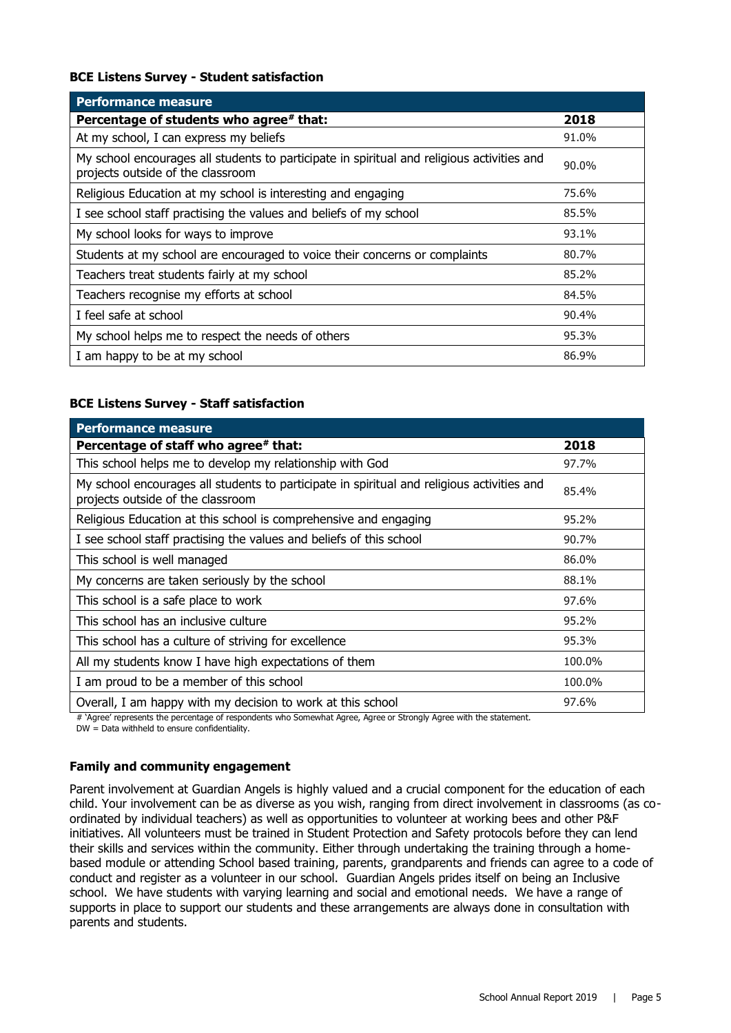**BCE Listens Survey - Student satisfaction**

| Performance measure | |
|---|---|
| **Percentage of students who agree# that:** | **2018** |
| At my school, I can express my beliefs | 91.0% |
| My school encourages all students to participate in spiritual and religious activities and projects outside of the classroom | 90.0% |
| Religious Education at my school is interesting and engaging | 75.6% |
| I see school staff practising the values and beliefs of my school | 85.5% |
| My school looks for ways to improve | 93.1% |
| Students at my school are encouraged to voice their concerns or complaints | 80.7% |
| Teachers treat students fairly at my school | 85.2% |
| Teachers recognise my efforts at school | 84.5% |
| I feel safe at school | 90.4% |
| My school helps me to respect the needs of others | 95.3% |
| I am happy to be at my school | 86.9% |

**BCE Listens Survey - Staff satisfaction**

| Performance measure | |
|---|---|
| **Percentage of staff who agree# that:** | **2018** |
| This school helps me to develop my relationship with God | 97.7% |
| My school encourages all students to participate in spiritual and religious activities and projects outside of the classroom | 85.4% |
| Religious Education at this school is comprehensive and engaging | 95.2% |
| I see school staff practising the values and beliefs of this school | 90.7% |
| This school is well managed | 86.0% |
| My concerns are taken seriously by the school | 88.1% |
| This school is a safe place to work | 97.6% |
| This school has an inclusive culture | 95.2% |
| This school has a culture of striving for excellence | 95.3% |
| All my students know I have high expectations of them | 100.0% |
| I am proud to be a member of this school | 100.0% |
| Overall, I am happy with my decision to work at this school | 97.6% |

# 'Agree' represents the percentage of respondents who Somewhat Agree, Agree or Strongly Agree with the statement.
DW = Data withheld to ensure confidentiality.

**Family and community engagement**

Parent involvement at Guardian Angels is highly valued and a crucial component for the education of each child. Your involvement can be as diverse as you wish, ranging from direct involvement in classrooms (as co-ordinated by individual teachers) as well as opportunities to volunteer at working bees and other P&F initiatives. All volunteers must be trained in Student Protection and Safety protocols before they can lend their skills and services within the community. Either through undertaking the training through a home-based module or attending School based training, parents, grandparents and friends can agree to a code of conduct and register as a volunteer in our school. Guardian Angels prides itself on being an Inclusive school. We have students with varying learning and social and emotional needs. We have a range of supports in place to support our students and these arrangements are always done in consultation with parents and students.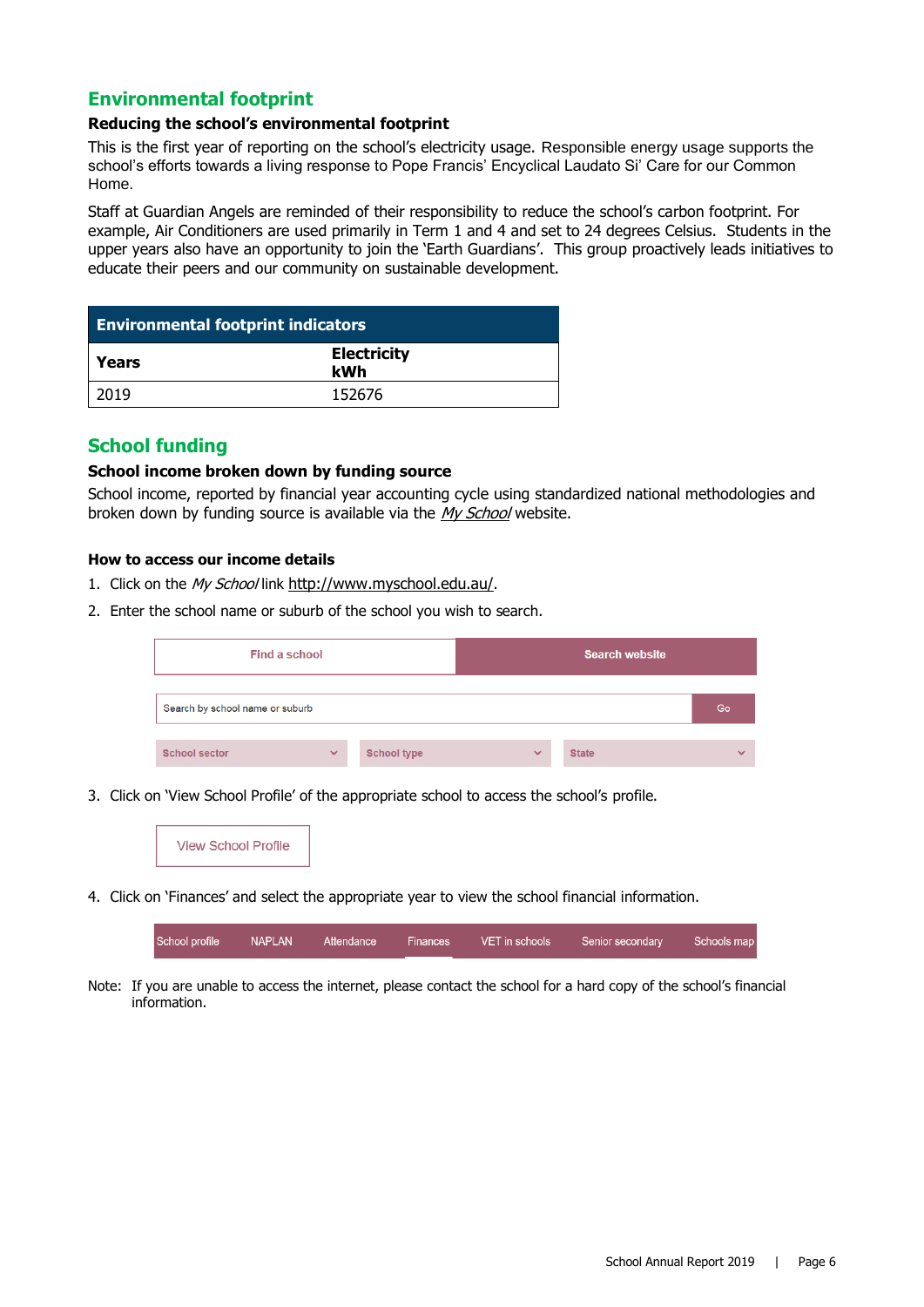## Environmental footprint

### Reducing the school's environmental footprint

This is the first year of reporting on the school's electricity usage. Responsible energy usage supports the school's efforts towards a living response to Pope Francis' Encyclical Laudato Si' Care for our Common Home.

Staff at Guardian Angels are reminded of their responsibility to reduce the school's carbon footprint. For example, Air Conditioners are used primarily in Term 1 and 4 and set to 24 degrees Celsius. Students in the upper years also have an opportunity to join the 'Earth Guardians'. This group proactively leads initiatives to educate their peers and our community on sustainable development.

| Environmental footprint indicators | |
|---|---|
| **Years** | **Electricity kWh** |
| 2019 | 152676 |

## School funding

### School income broken down by funding source

School income, reported by financial year accounting cycle using standardized national methodologies and broken down by funding source is available via the *My School* website.

### How to access our income details

1. Click on the *My School* link http://www.myschool.edu.au/.
2. Enter the school name or suburb of the school you wish to search.

   Find a school | Search website

   Search by school name or suburb | Go

   School sector | School type | State

3. Click on 'View School Profile' of the appropriate school to access the school's profile.

   View School Profile

4. Click on 'Finances' and select the appropriate year to view the school financial information.

   School profile | NAPLAN | Attendance | Finances | VET in schools | Senior secondary | Schools map

Note: If you are unable to access the internet, please contact the school for a hard copy of the school's financial information.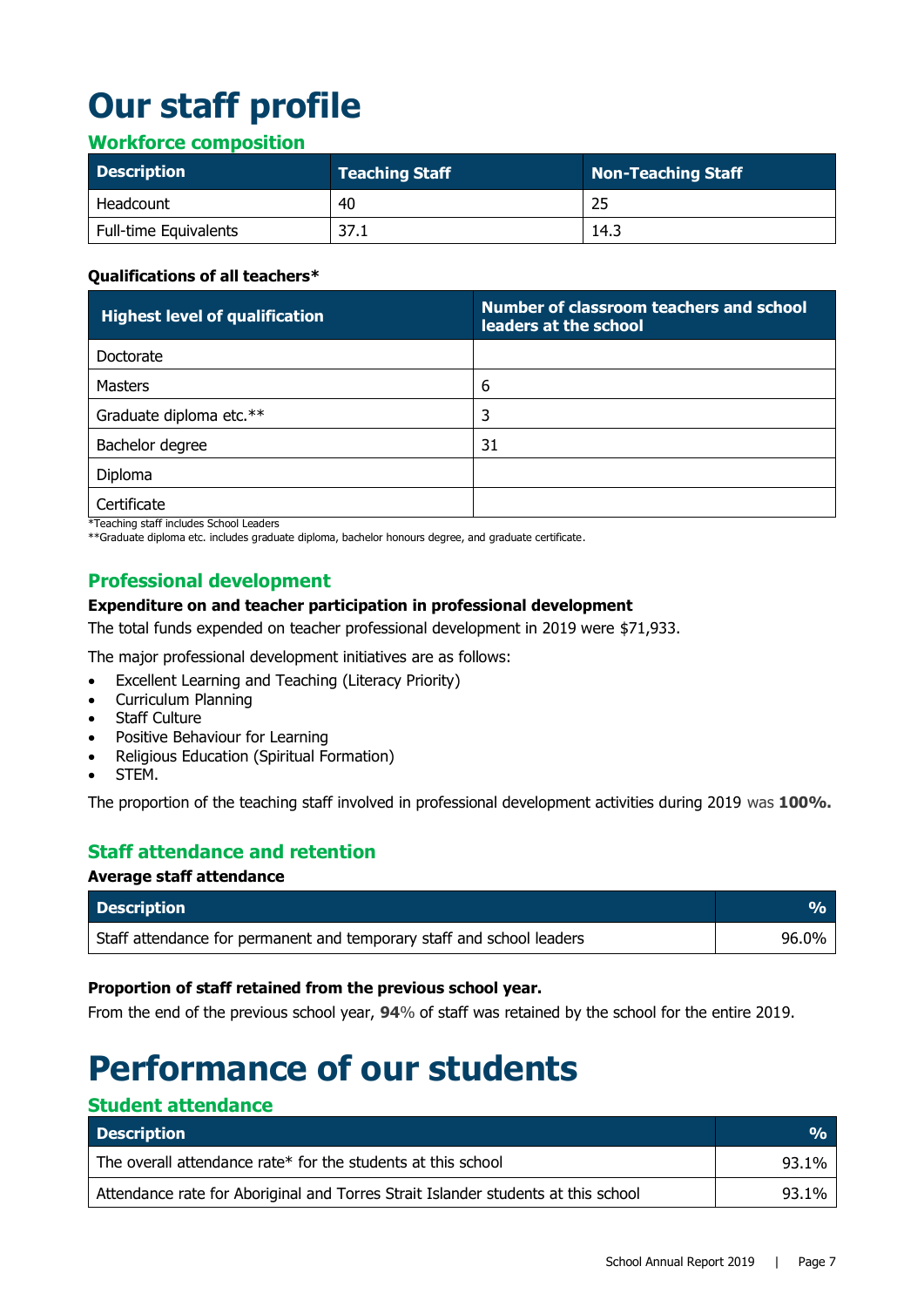# Our staff profile

## Workforce composition

| Description | Teaching Staff | Non-Teaching Staff |
|---|---|---|
| Headcount | 40 | 25 |
| Full-time Equivalents | 37.1 | 14.3 |

**Qualifications of all teachers***

| Highest level of qualification | Number of classroom teachers and school leaders at the school |
|---|---|
| Doctorate | |
| Masters | 6 |
| Graduate diploma etc.** | 3 |
| Bachelor degree | 31 |
| Diploma | |
| Certificate | |

*Teaching staff includes School Leaders
**Graduate diploma etc. includes graduate diploma, bachelor honours degree, and graduate certificate.

## Professional development

**Expenditure on and teacher participation in professional development**

The total funds expended on teacher professional development in 2019 were $71,933.

The major professional development initiatives are as follows:

- Excellent Learning and Teaching (Literacy Priority)
- Curriculum Planning
- Staff Culture
- Positive Behaviour for Learning
- Religious Education (Spiritual Formation)
- STEM.

The proportion of the teaching staff involved in professional development activities during 2019 was **100%.**

## Staff attendance and retention

**Average staff attendance**

| Description | % |
|---|---|
| Staff attendance for permanent and temporary staff and school leaders | 96.0% |

**Proportion of staff retained from the previous school year.**

From the end of the previous school year, **94**% of staff was retained by the school for the entire 2019.

# Performance of our students

## Student attendance

| Description | % |
|---|---|
| The overall attendance rate* for the students at this school | 93.1% |
| Attendance rate for Aboriginal and Torres Strait Islander students at this school | 93.1% |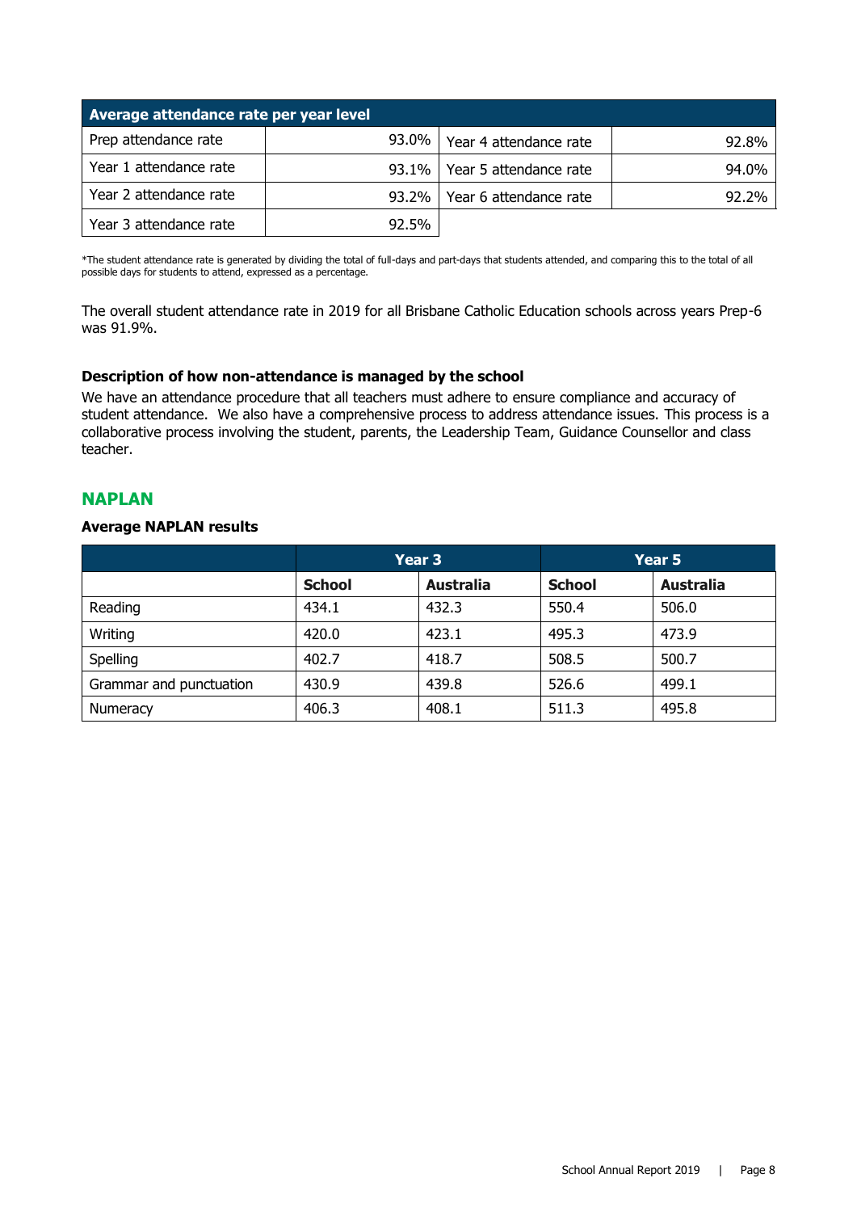| Average attendance rate per year level | | | |
|---|---|---|---|
| Prep attendance rate | 93.0% | Year 4 attendance rate | 92.8% |
| Year 1 attendance rate | 93.1% | Year 5 attendance rate | 94.0% |
| Year 2 attendance rate | 93.2% | Year 6 attendance rate | 92.2% |
| Year 3 attendance rate | 92.5% | | |

*The student attendance rate is generated by dividing the total of full-days and part-days that students attended, and comparing this to the total of all possible days for students to attend, expressed as a percentage.

The overall student attendance rate in 2019 for all Brisbane Catholic Education schools across years Prep-6 was 91.9%.

### Description of how non-attendance is managed by the school

We have an attendance procedure that all teachers must adhere to ensure compliance and accuracy of student attendance. We also have a comprehensive process to address attendance issues. This process is a collaborative process involving the student, parents, the Leadership Team, Guidance Counsellor and class teacher.

## NAPLAN

### Average NAPLAN results

| | Year 3 | | Year 5 | |
|---|---|---|---|---|
| | **School** | **Australia** | **School** | **Australia** |
| Reading | 434.1 | 432.3 | 550.4 | 506.0 |
| Writing | 420.0 | 423.1 | 495.3 | 473.9 |
| Spelling | 402.7 | 418.7 | 508.5 | 500.7 |
| Grammar and punctuation | 430.9 | 439.8 | 526.6 | 499.1 |
| Numeracy | 406.3 | 408.1 | 511.3 | 495.8 |